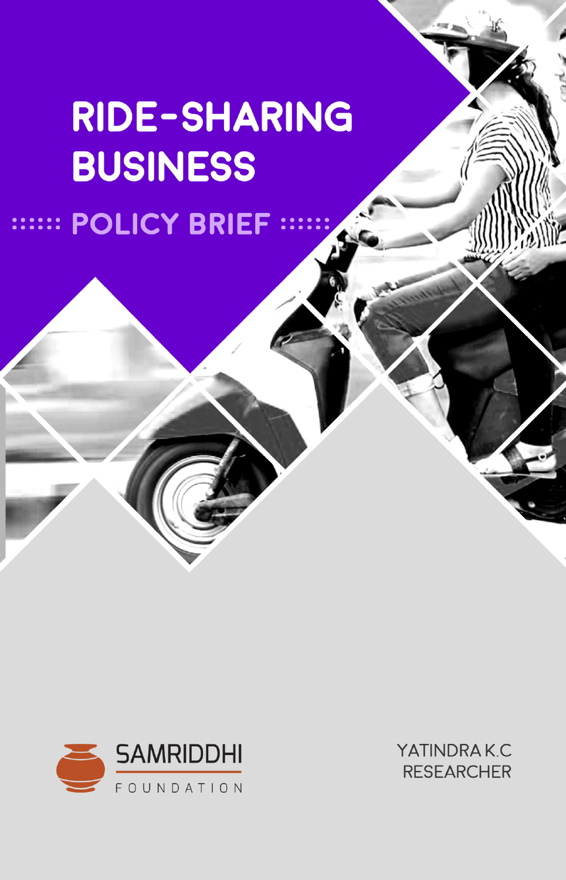# RIDE-SHARING BUSINESS

## POLICY BRIEF

SAMRIDDHI FOUNDATION

YATINDRA K.C
RESEARCHER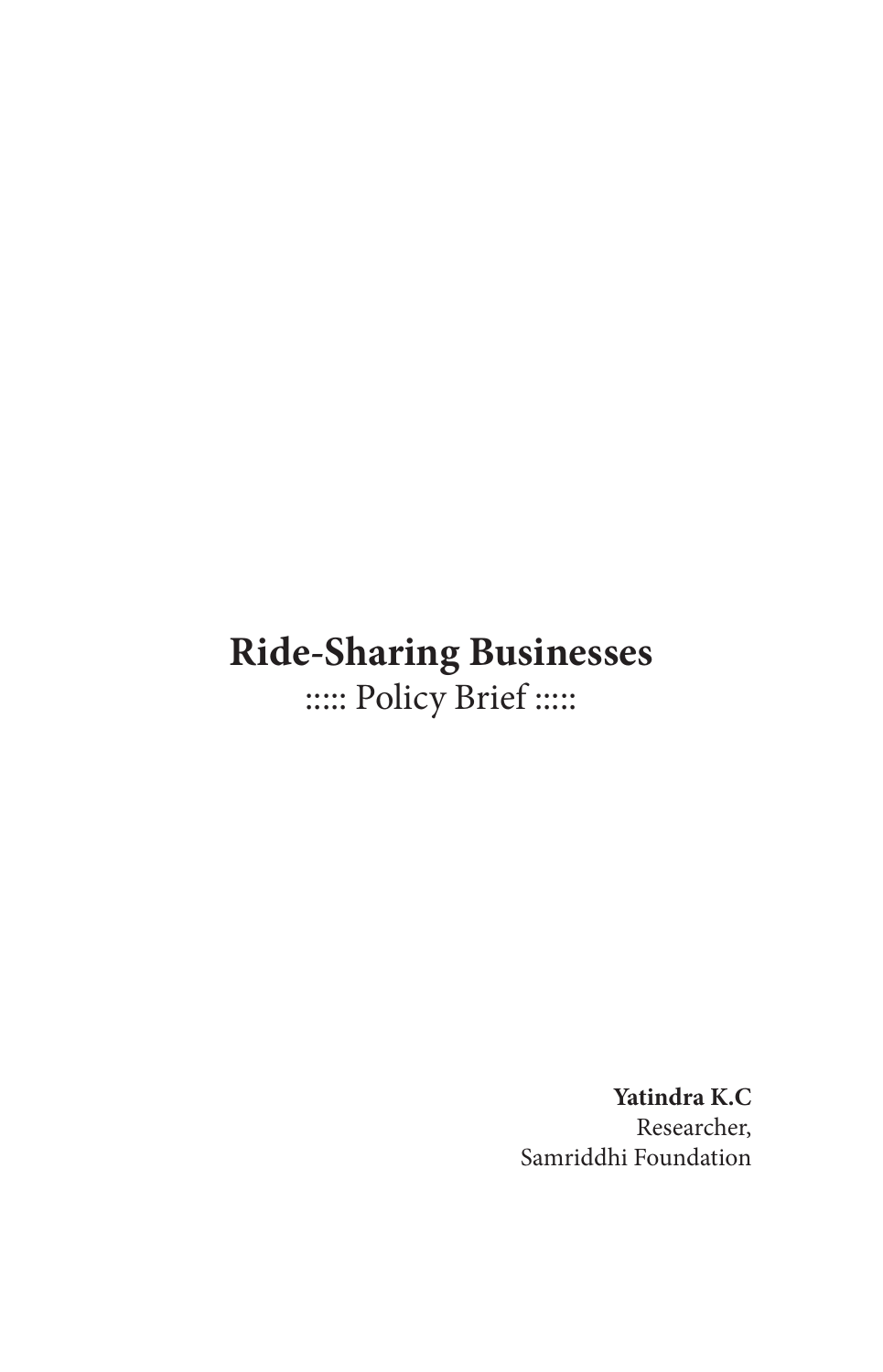# Ride-Sharing Businesses

::::: Policy Brief :::::

**Yatindra K.C**
Researcher,
Samriddhi Foundation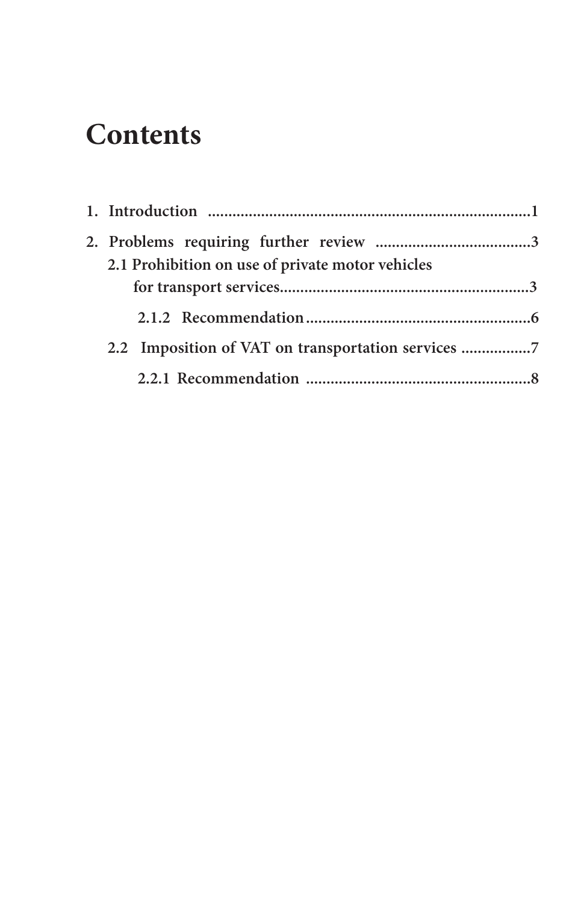# Contents

1. Introduction ............................................................................1

2. Problems requiring further review ......................................3

   2.1 Prohibition on use of private motor vehicles for transport services............................................................3

      2.1.2 Recommendation.......................................................6

   2.2 Imposition of VAT on transportation services .................7

      2.2.1 Recommendation .......................................................8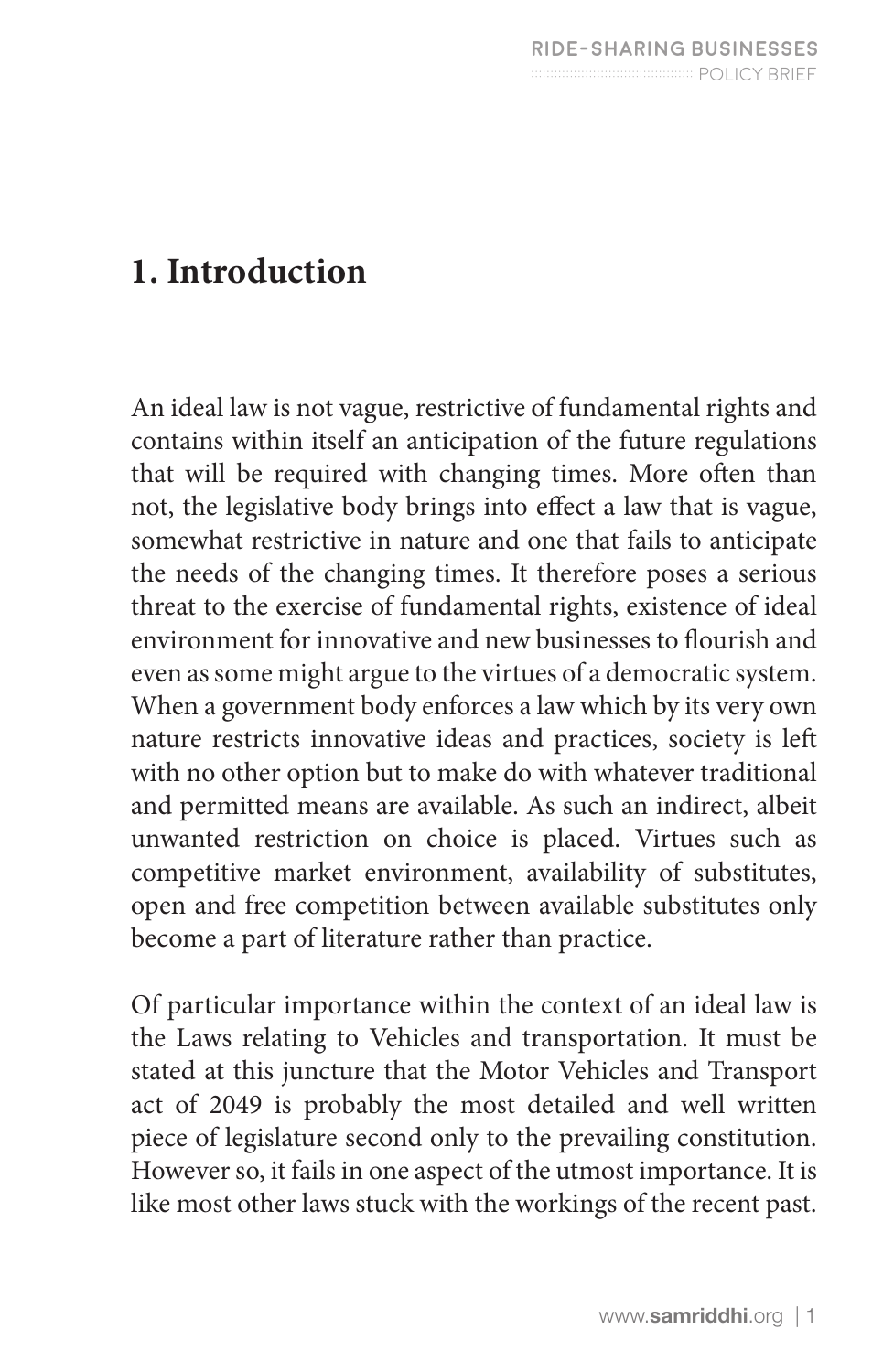## 1. Introduction

An ideal law is not vague, restrictive of fundamental rights and contains within itself an anticipation of the future regulations that will be required with changing times. More often than not, the legislative body brings into effect a law that is vague, somewhat restrictive in nature and one that fails to anticipate the needs of the changing times. It therefore poses a serious threat to the exercise of fundamental rights, existence of ideal environment for innovative and new businesses to flourish and even as some might argue to the virtues of a democratic system. When a government body enforces a law which by its very own nature restricts innovative ideas and practices, society is left with no other option but to make do with whatever traditional and permitted means are available. As such an indirect, albeit unwanted restriction on choice is placed. Virtues such as competitive market environment, availability of substitutes, open and free competition between available substitutes only become a part of literature rather than practice.

Of particular importance within the context of an ideal law is the Laws relating to Vehicles and transportation. It must be stated at this juncture that the Motor Vehicles and Transport act of 2049 is probably the most detailed and well written piece of legislature second only to the prevailing constitution. However so, it fails in one aspect of the utmost importance. It is like most other laws stuck with the workings of the recent past.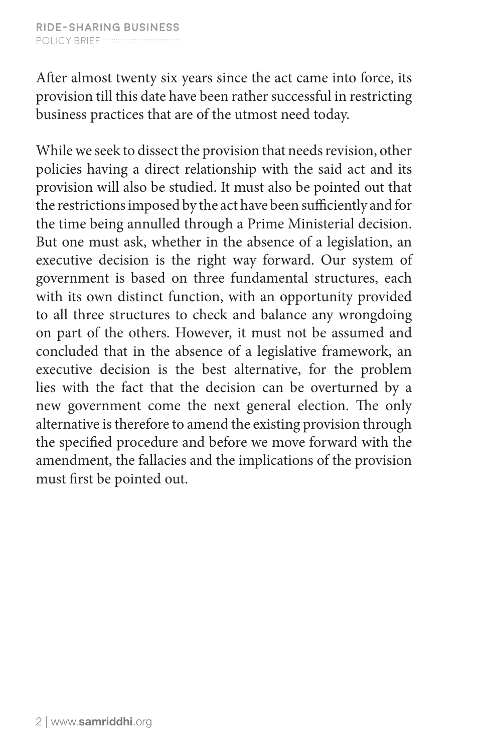After almost twenty six years since the act came into force, its provision till this date have been rather successful in restricting business practices that are of the utmost need today.

While we seek to dissect the provision that needs revision, other policies having a direct relationship with the said act and its provision will also be studied. It must also be pointed out that the restrictions imposed by the act have been sufficiently and for the time being annulled through a Prime Ministerial decision. But one must ask, whether in the absence of a legislation, an executive decision is the right way forward. Our system of government is based on three fundamental structures, each with its own distinct function, with an opportunity provided to all three structures to check and balance any wrongdoing on part of the others. However, it must not be assumed and concluded that in the absence of a legislative framework, an executive decision is the best alternative, for the problem lies with the fact that the decision can be overturned by a new government come the next general election. The only alternative is therefore to amend the existing provision through the specified procedure and before we move forward with the amendment, the fallacies and the implications of the provision must first be pointed out.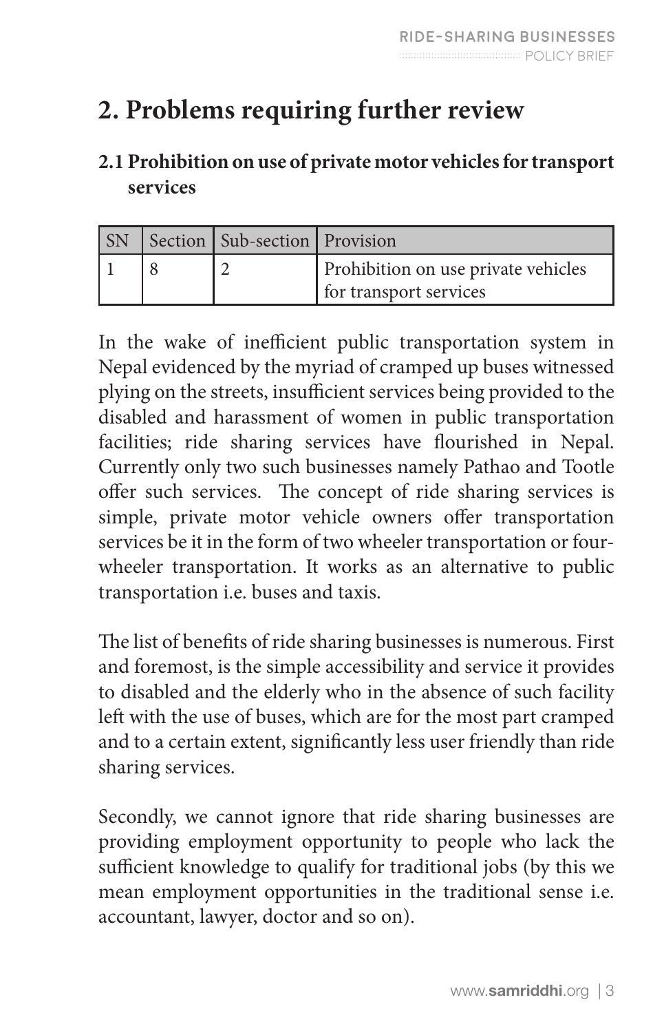# 2. Problems requiring further review

## 2.1 Prohibition on use of private motor vehicles for transport services

| SN | Section | Sub-section | Provision |
|---|---|---|---|
| 1 | 8 | 2 | Prohibition on use private vehicles for transport services |

In the wake of inefficient public transportation system in Nepal evidenced by the myriad of cramped up buses witnessed plying on the streets, insufficient services being provided to the disabled and harassment of women in public transportation facilities; ride sharing services have flourished in Nepal. Currently only two such businesses namely Pathao and Tootle offer such services. The concept of ride sharing services is simple, private motor vehicle owners offer transportation services be it in the form of two wheeler transportation or four-wheeler transportation. It works as an alternative to public transportation i.e. buses and taxis.

The list of benefits of ride sharing businesses is numerous. First and foremost, is the simple accessibility and service it provides to disabled and the elderly who in the absence of such facility left with the use of buses, which are for the most part cramped and to a certain extent, significantly less user friendly than ride sharing services.

Secondly, we cannot ignore that ride sharing businesses are providing employment opportunity to people who lack the sufficient knowledge to qualify for traditional jobs (by this we mean employment opportunities in the traditional sense i.e. accountant, lawyer, doctor and so on).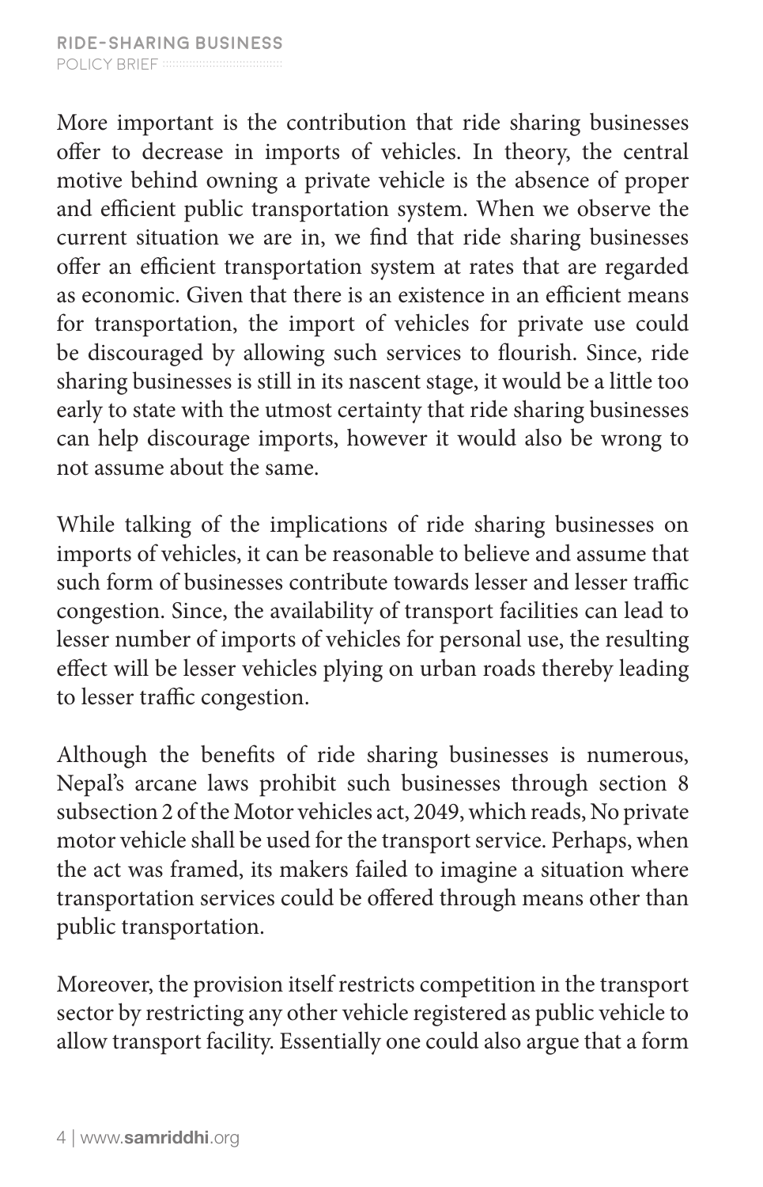More important is the contribution that ride sharing businesses offer to decrease in imports of vehicles. In theory, the central motive behind owning a private vehicle is the absence of proper and efficient public transportation system. When we observe the current situation we are in, we find that ride sharing businesses offer an efficient transportation system at rates that are regarded as economic. Given that there is an existence in an efficient means for transportation, the import of vehicles for private use could be discouraged by allowing such services to flourish. Since, ride sharing businesses is still in its nascent stage, it would be a little too early to state with the utmost certainty that ride sharing businesses can help discourage imports, however it would also be wrong to not assume about the same.

While talking of the implications of ride sharing businesses on imports of vehicles, it can be reasonable to believe and assume that such form of businesses contribute towards lesser and lesser traffic congestion. Since, the availability of transport facilities can lead to lesser number of imports of vehicles for personal use, the resulting effect will be lesser vehicles plying on urban roads thereby leading to lesser traffic congestion.

Although the benefits of ride sharing businesses is numerous, Nepal's arcane laws prohibit such businesses through section 8 subsection 2 of the Motor vehicles act, 2049, which reads, No private motor vehicle shall be used for the transport service. Perhaps, when the act was framed, its makers failed to imagine a situation where transportation services could be offered through means other than public transportation.

Moreover, the provision itself restricts competition in the transport sector by restricting any other vehicle registered as public vehicle to allow transport facility. Essentially one could also argue that a form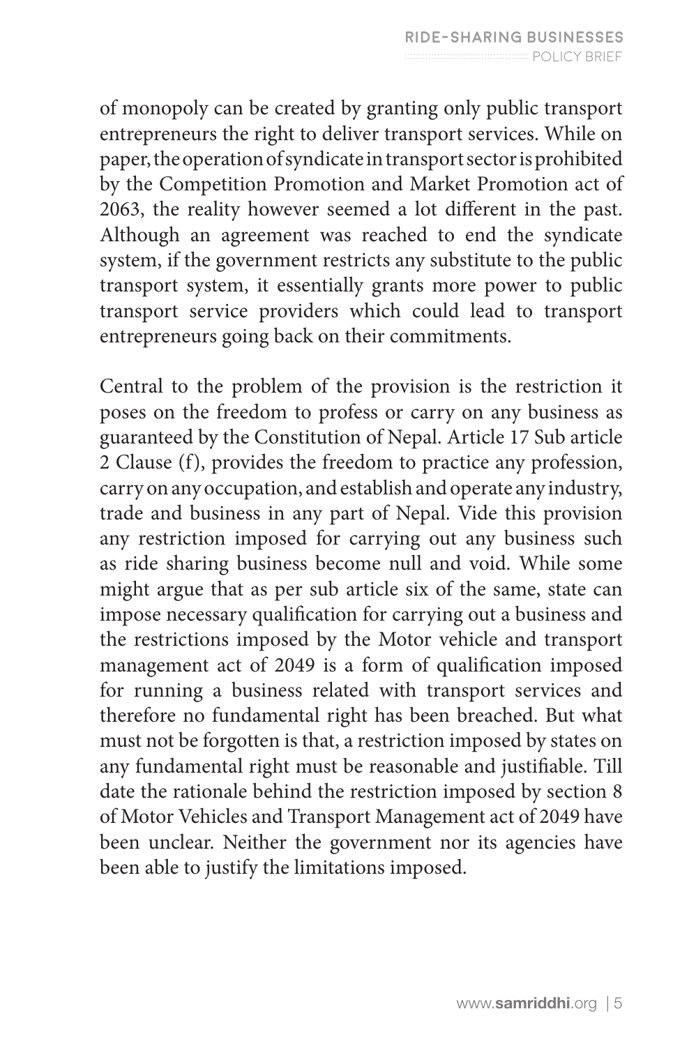of monopoly can be created by granting only public transport entrepreneurs the right to deliver transport services. While on paper, the operation of syndicate in transport sector is prohibited by the Competition Promotion and Market Promotion act of 2063, the reality however seemed a lot different in the past. Although an agreement was reached to end the syndicate system, if the government restricts any substitute to the public transport system, it essentially grants more power to public transport service providers which could lead to transport entrepreneurs going back on their commitments.

Central to the problem of the provision is the restriction it poses on the freedom to profess or carry on any business as guaranteed by the Constitution of Nepal. Article 17 Sub article 2 Clause (f), provides the freedom to practice any profession, carry on any occupation, and establish and operate any industry, trade and business in any part of Nepal. Vide this provision any restriction imposed for carrying out any business such as ride sharing business become null and void. While some might argue that as per sub article six of the same, state can impose necessary qualification for carrying out a business and the restrictions imposed by the Motor vehicle and transport management act of 2049 is a form of qualification imposed for running a business related with transport services and therefore no fundamental right has been breached. But what must not be forgotten is that, a restriction imposed by states on any fundamental right must be reasonable and justifiable. Till date the rationale behind the restriction imposed by section 8 of Motor Vehicles and Transport Management act of 2049 have been unclear. Neither the government nor its agencies have been able to justify the limitations imposed.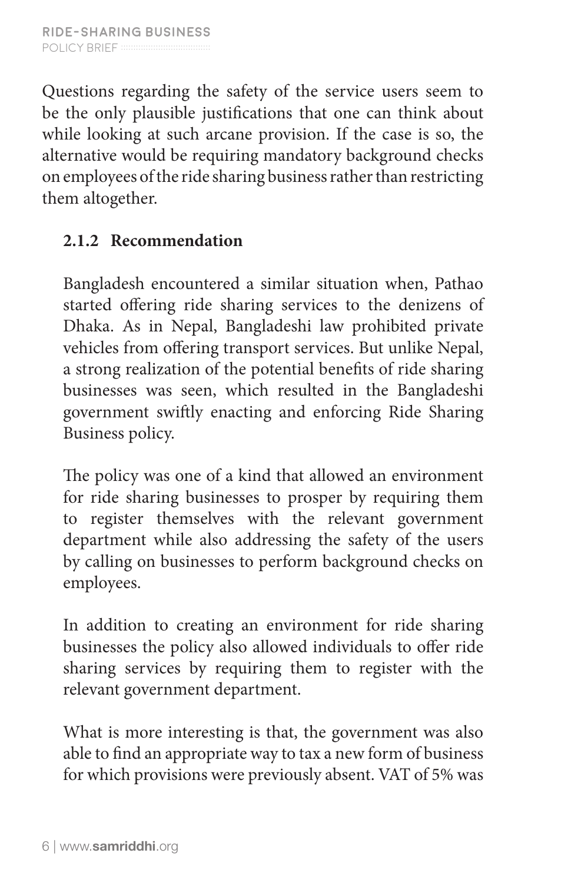Questions regarding the safety of the service users seem to be the only plausible justifications that one can think about while looking at such arcane provision. If the case is so, the alternative would be requiring mandatory background checks on employees of the ride sharing business rather than restricting them altogether.

### 2.1.2 Recommendation

Bangladesh encountered a similar situation when, Pathao started offering ride sharing services to the denizens of Dhaka. As in Nepal, Bangladeshi law prohibited private vehicles from offering transport services. But unlike Nepal, a strong realization of the potential benefits of ride sharing businesses was seen, which resulted in the Bangladeshi government swiftly enacting and enforcing Ride Sharing Business policy.

The policy was one of a kind that allowed an environment for ride sharing businesses to prosper by requiring them to register themselves with the relevant government department while also addressing the safety of the users by calling on businesses to perform background checks on employees.

In addition to creating an environment for ride sharing businesses the policy also allowed individuals to offer ride sharing services by requiring them to register with the relevant government department.

What is more interesting is that, the government was also able to find an appropriate way to tax a new form of business for which provisions were previously absent. VAT of 5% was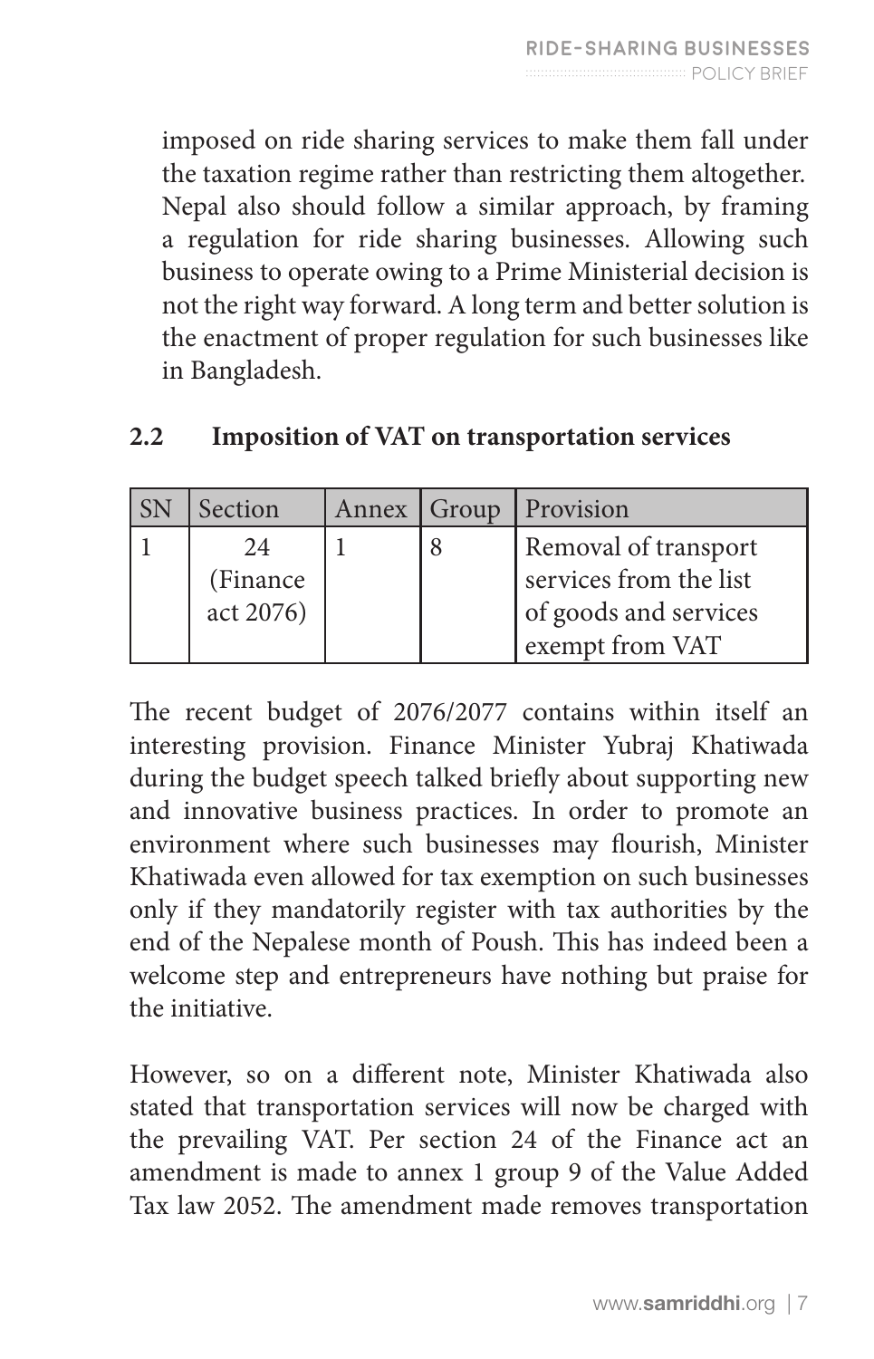imposed on ride sharing services to make them fall under the taxation regime rather than restricting them altogether. Nepal also should follow a similar approach, by framing a regulation for ride sharing businesses. Allowing such business to operate owing to a Prime Ministerial decision is not the right way forward. A long term and better solution is the enactment of proper regulation for such businesses like in Bangladesh.

## 2.2 Imposition of VAT on transportation services

| SN | Section | Annex | Group | Provision |
|---|---|---|---|---|
| 1 | 24 (Finance act 2076) | 1 | 8 | Removal of transport services from the list of goods and services exempt from VAT |

The recent budget of 2076/2077 contains within itself an interesting provision. Finance Minister Yubraj Khatiwada during the budget speech talked briefly about supporting new and innovative business practices. In order to promote an environment where such businesses may flourish, Minister Khatiwada even allowed for tax exemption on such businesses only if they mandatorily register with tax authorities by the end of the Nepalese month of Poush. This has indeed been a welcome step and entrepreneurs have nothing but praise for the initiative.

However, so on a different note, Minister Khatiwada also stated that transportation services will now be charged with the prevailing VAT. Per section 24 of the Finance act an amendment is made to annex 1 group 9 of the Value Added Tax law 2052. The amendment made removes transportation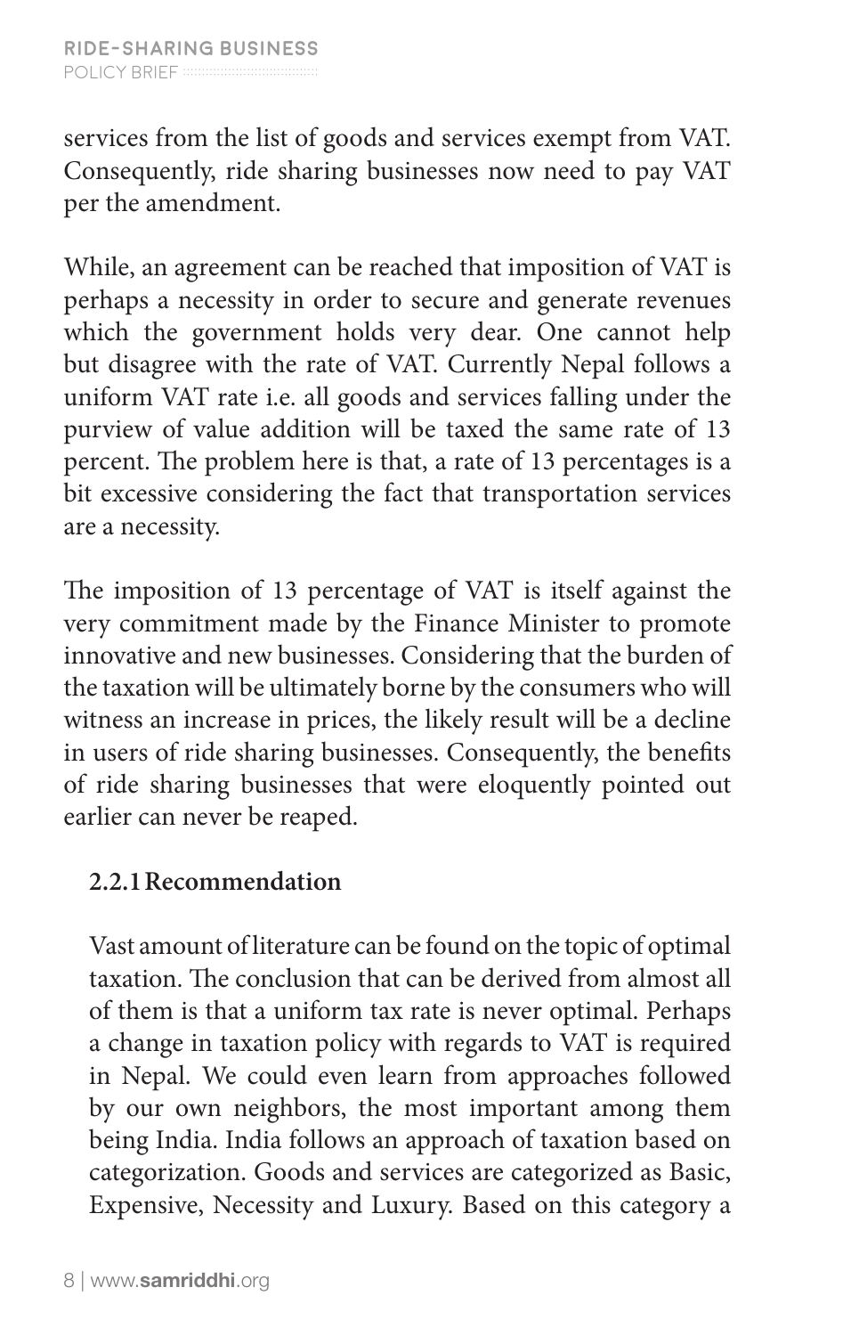services from the list of goods and services exempt from VAT. Consequently, ride sharing businesses now need to pay VAT per the amendment.

While, an agreement can be reached that imposition of VAT is perhaps a necessity in order to secure and generate revenues which the government holds very dear. One cannot help but disagree with the rate of VAT. Currently Nepal follows a uniform VAT rate i.e. all goods and services falling under the purview of value addition will be taxed the same rate of 13 percent. The problem here is that, a rate of 13 percentages is a bit excessive considering the fact that transportation services are a necessity.

The imposition of 13 percentage of VAT is itself against the very commitment made by the Finance Minister to promote innovative and new businesses. Considering that the burden of the taxation will be ultimately borne by the consumers who will witness an increase in prices, the likely result will be a decline in users of ride sharing businesses. Consequently, the benefits of ride sharing businesses that were eloquently pointed out earlier can never be reaped.

### 2.2.1 Recommendation

Vast amount of literature can be found on the topic of optimal taxation. The conclusion that can be derived from almost all of them is that a uniform tax rate is never optimal. Perhaps a change in taxation policy with regards to VAT is required in Nepal. We could even learn from approaches followed by our own neighbors, the most important among them being India. India follows an approach of taxation based on categorization. Goods and services are categorized as Basic, Expensive, Necessity and Luxury. Based on this category a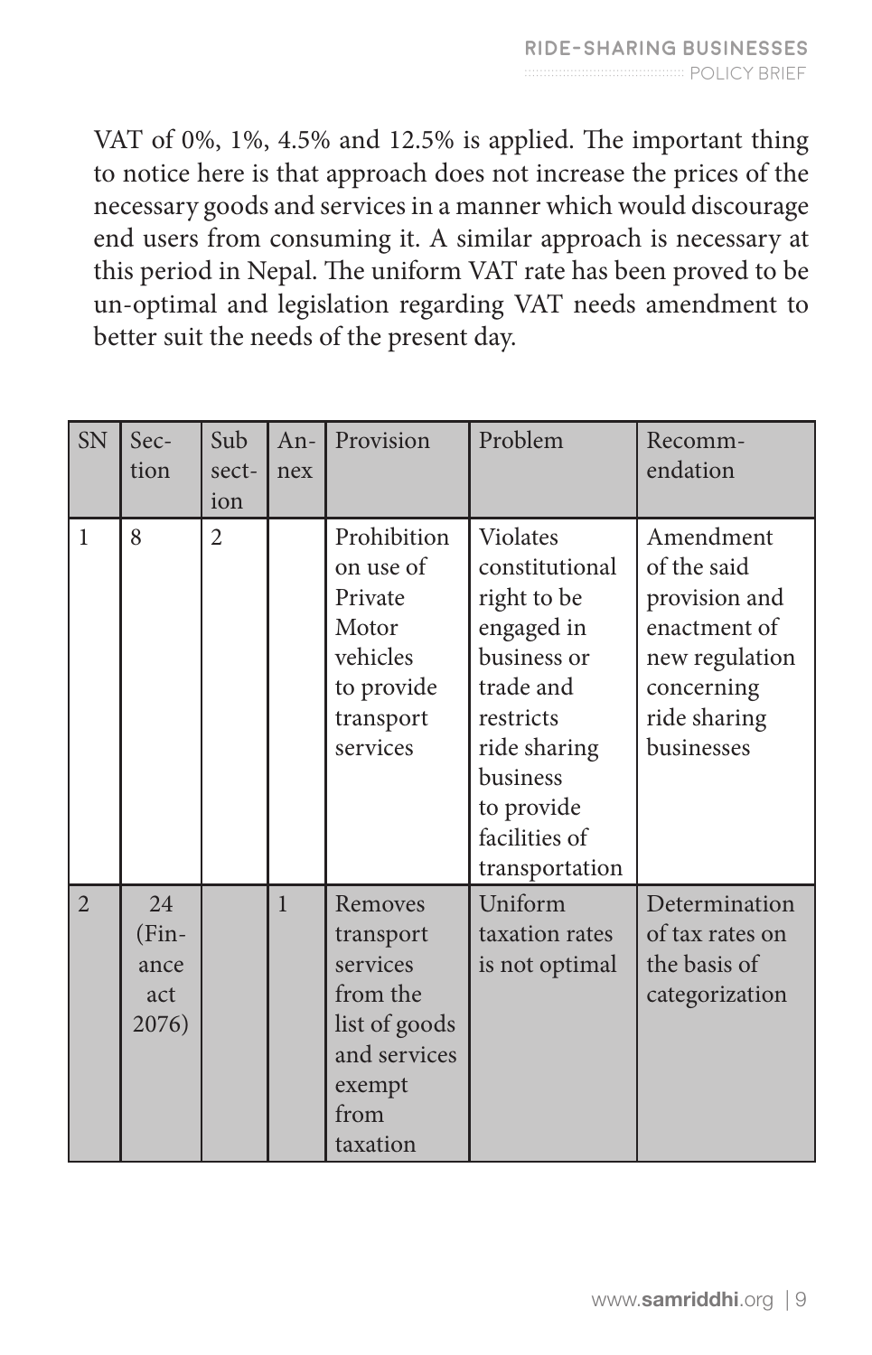VAT of 0%, 1%, 4.5% and 12.5% is applied. The important thing to notice here is that approach does not increase the prices of the necessary goods and services in a manner which would discourage end users from consuming it. A similar approach is necessary at this period in Nepal. The uniform VAT rate has been proved to be un-optimal and legislation regarding VAT needs amendment to better suit the needs of the present day.

| SN | Section | Sub section | Annex | Provision | Problem | Recommendation |
|---|---|---|---|---|---|---|
| 1 | 8 | 2 | | Prohibition on use of Private Motor vehicles to provide transport services | Violates constitutional right to be engaged in business or trade and restricts ride sharing business to provide facilities of transportation | Amendment of the said provision and enactment of new regulation concerning ride sharing businesses |
| 2 | 24 (Finance act 2076) | | 1 | Removes transport services from the list of goods and services exempt from taxation | Uniform taxation rates is not optimal | Determination of tax rates on the basis of categorization |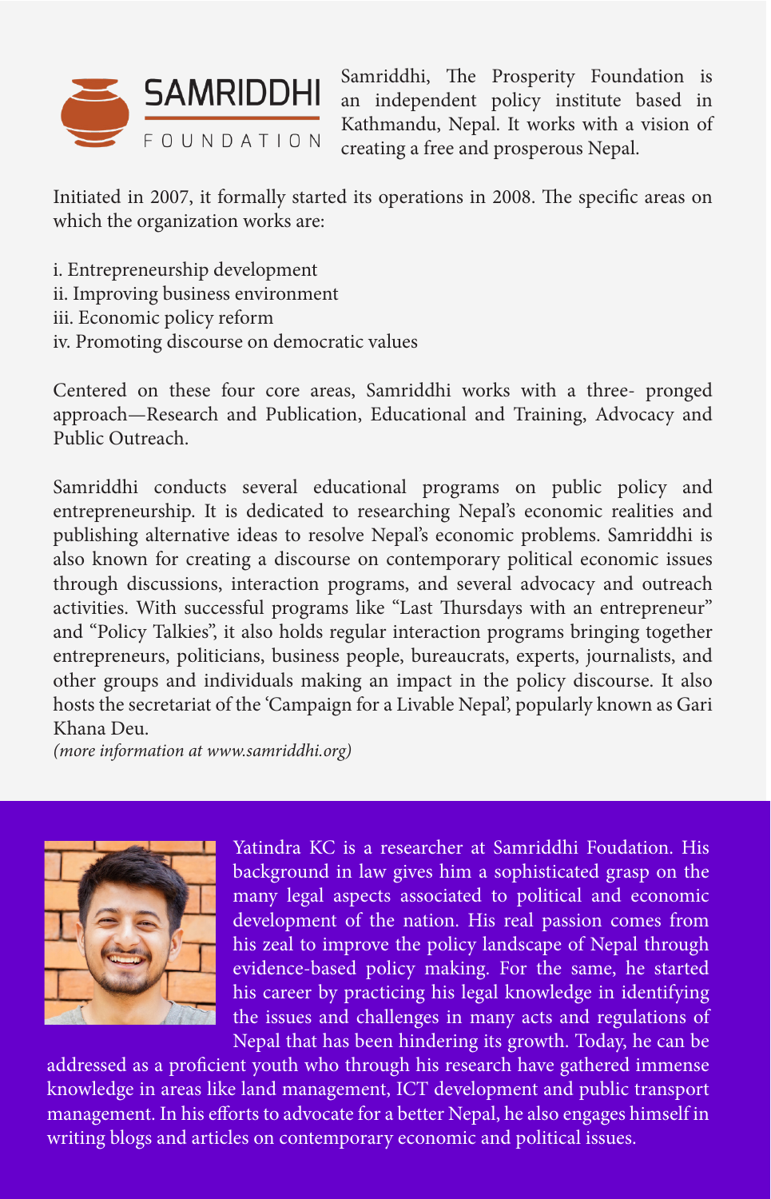SAMRIDDHI FOUNDATION

Samriddhi, The Prosperity Foundation is an independent policy institute based in Kathmandu, Nepal. It works with a vision of creating a free and prosperous Nepal.

Initiated in 2007, it formally started its operations in 2008. The specific areas on which the organization works are:

i. Entrepreneurship development
ii. Improving business environment
iii. Economic policy reform
iv. Promoting discourse on democratic values

Centered on these four core areas, Samriddhi works with a three- pronged approach—Research and Publication, Educational and Training, Advocacy and Public Outreach.

Samriddhi conducts several educational programs on public policy and entrepreneurship. It is dedicated to researching Nepal's economic realities and publishing alternative ideas to resolve Nepal's economic problems. Samriddhi is also known for creating a discourse on contemporary political economic issues through discussions, interaction programs, and several advocacy and outreach activities. With successful programs like "Last Thursdays with an entrepreneur" and "Policy Talkies", it also holds regular interaction programs bringing together entrepreneurs, politicians, business people, bureaucrats, experts, journalists, and other groups and individuals making an impact in the policy discourse. It also hosts the secretariat of the 'Campaign for a Livable Nepal', popularly known as Gari Khana Deu.

*(more information at www.samriddhi.org)*

Yatindra KC is a researcher at Samriddhi Foudation. His background in law gives him a sophisticated grasp on the many legal aspects associated to political and economic development of the nation. His real passion comes from his zeal to improve the policy landscape of Nepal through evidence-based policy making. For the same, he started his career by practicing his legal knowledge in identifying the issues and challenges in many acts and regulations of Nepal that has been hindering its growth. Today, he can be addressed as a proficient youth who through his research have gathered immense knowledge in areas like land management, ICT development and public transport management. In his efforts to advocate for a better Nepal, he also engages himself in writing blogs and articles on contemporary economic and political issues.